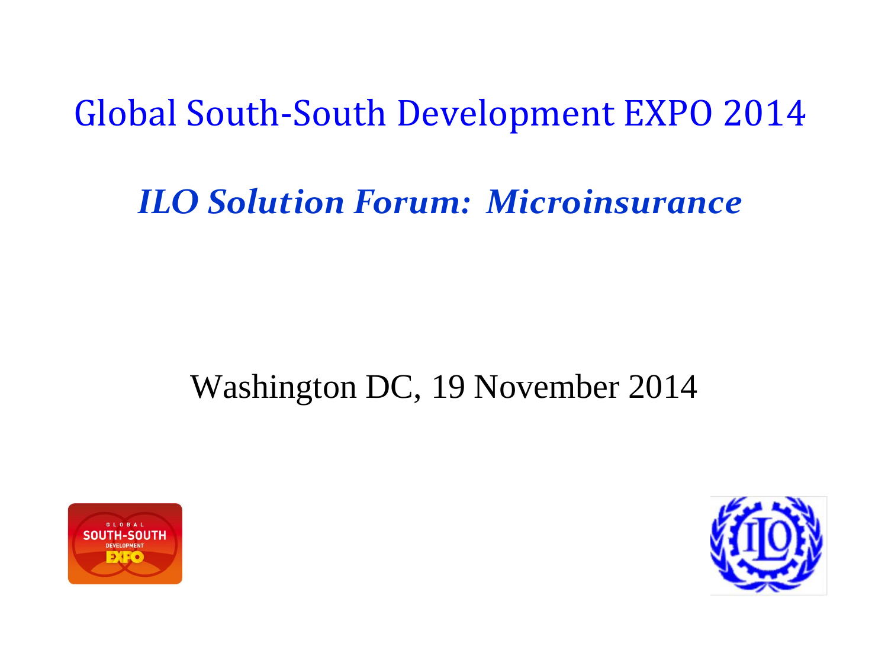# Global South-South Development EXPO 2014

## *ILO Solution Forum: Microinsurance*

Washington DC, 19 November 2014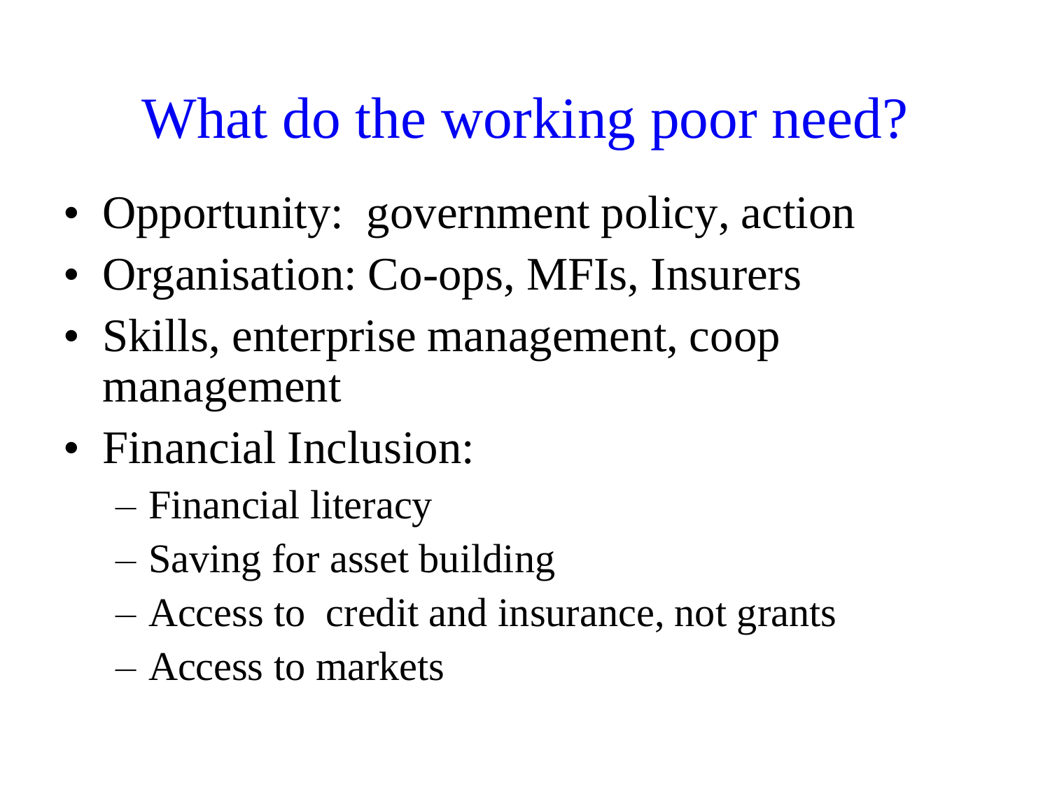# What do the working poor need?

- Opportunity:  government policy, action
- Organisation: Co-ops, MFIs, Insurers
- Skills, enterprise management, coop management
- Financial Inclusion:
  - Financial literacy
  - Saving for asset building
  - Access to  credit and insurance, not grants
  - Access to markets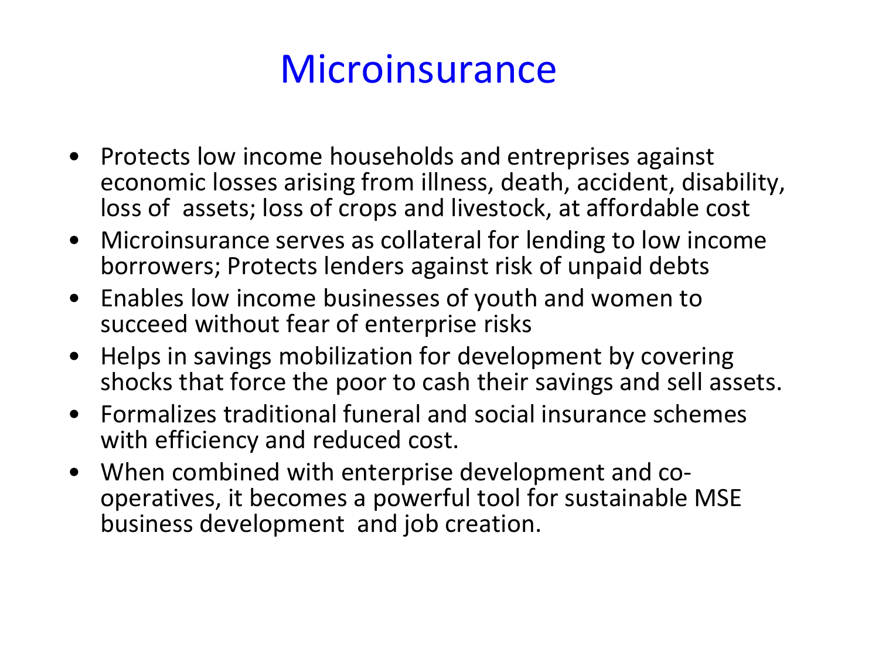# Microinsurance

- Protects low income households and entreprises against economic losses arising from illness, death, accident, disability, loss of assets; loss of crops and livestock, at affordable cost
- Microinsurance serves as collateral for lending to low income borrowers; Protects lenders against risk of unpaid debts
- Enables low income businesses of youth and women to succeed without fear of enterprise risks
- Helps in savings mobilization for development by covering shocks that force the poor to cash their savings and sell assets.
- Formalizes traditional funeral and social insurance schemes with efficiency and reduced cost.
- When combined with enterprise development and co-operatives, it becomes a powerful tool for sustainable MSE business development and job creation.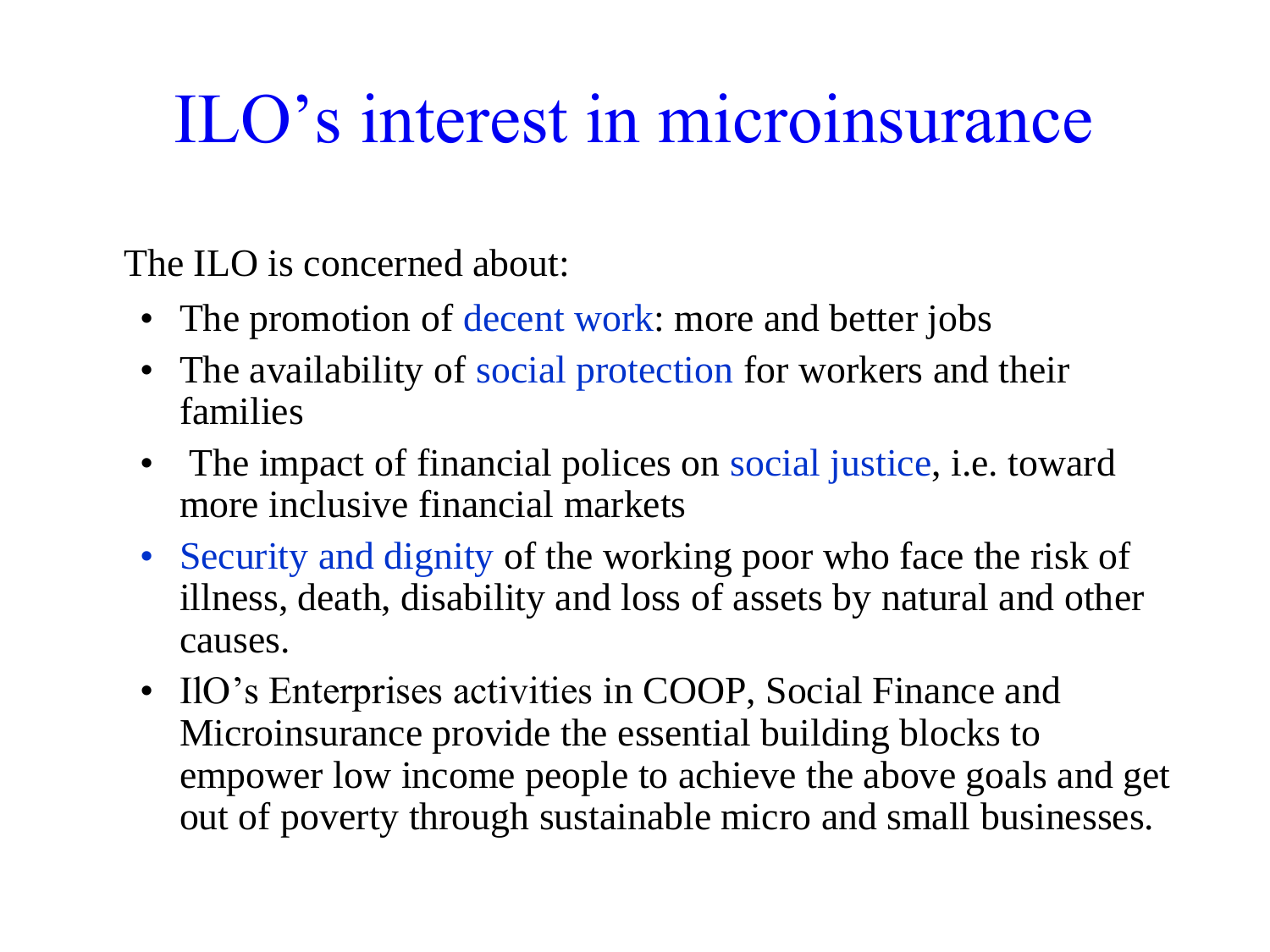# ILO’s interest in microinsurance

The ILO is concerned about:

- The promotion of decent work: more and better jobs
- The availability of social protection for workers and their families
- The impact of financial polices on social justice, i.e. toward more inclusive financial markets
- Security and dignity of the working poor who face the risk of illness, death, disability and loss of assets by natural and other causes.
- IlO’s Enterprises activities in COOP, Social Finance and Microinsurance provide the essential building blocks to empower low income people to achieve the above goals and get out of poverty through sustainable micro and small businesses.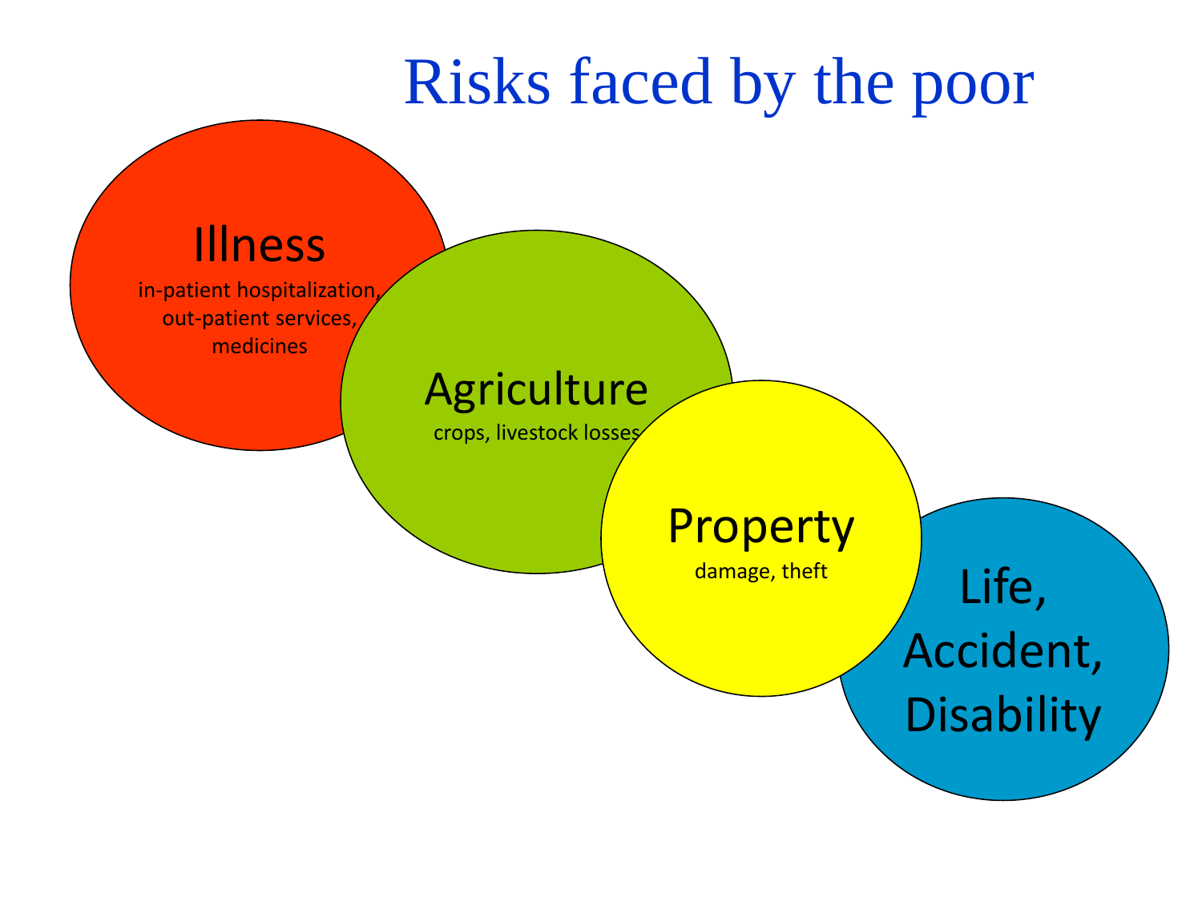# Risks faced by the poor

**Illness**
in-patient hospitalization, out-patient services, medicines

**Agriculture**
crops, livestock losses

**Property**
damage, theft

**Life, Accident, Disability**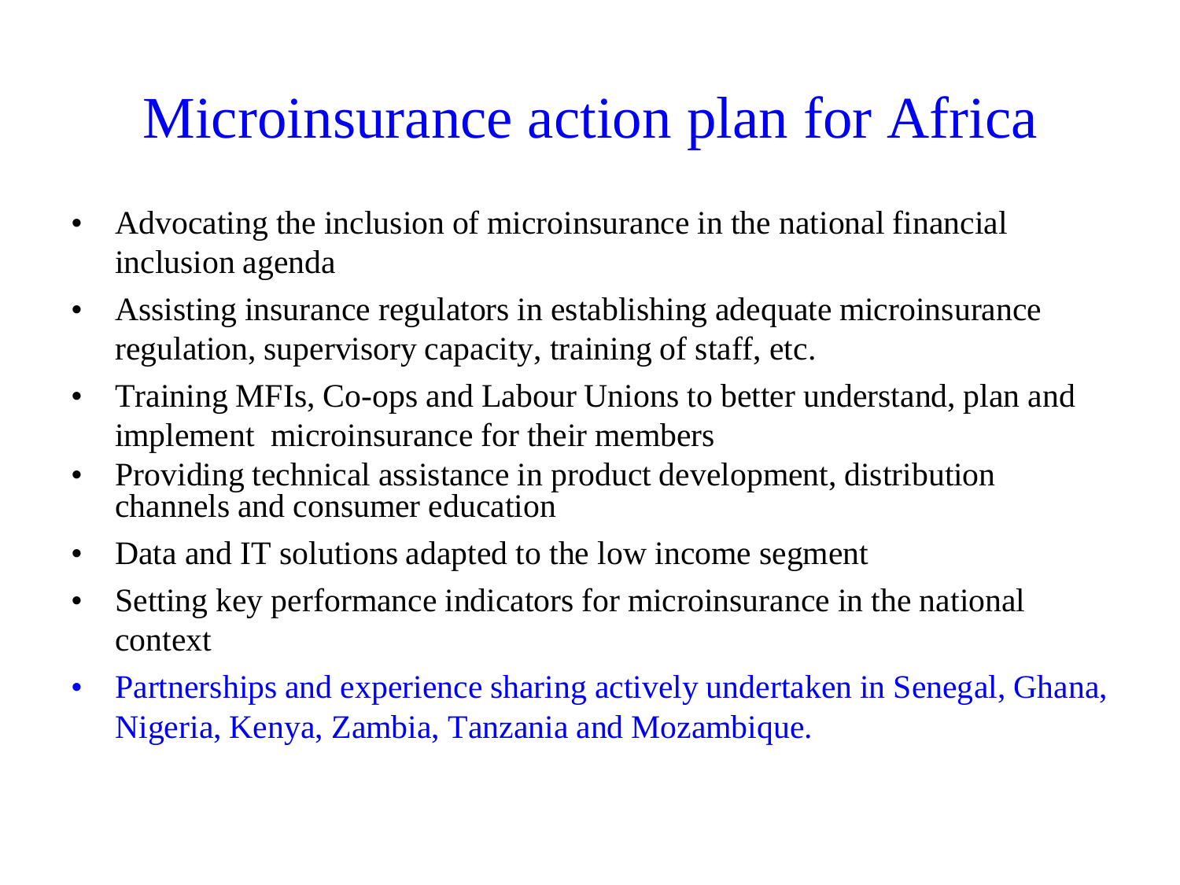# Microinsurance action plan for Africa

- Advocating the inclusion of microinsurance in the national financial inclusion agenda
- Assisting insurance regulators in establishing adequate microinsurance regulation, supervisory capacity, training of staff, etc.
- Training MFIs, Co-ops and Labour Unions to better understand, plan and implement microinsurance for their members
- Providing technical assistance in product development, distribution channels and consumer education
- Data and IT solutions adapted to the low income segment
- Setting key performance indicators for microinsurance in the national context
- Partnerships and experience sharing actively undertaken in Senegal, Ghana, Nigeria, Kenya, Zambia, Tanzania and Mozambique.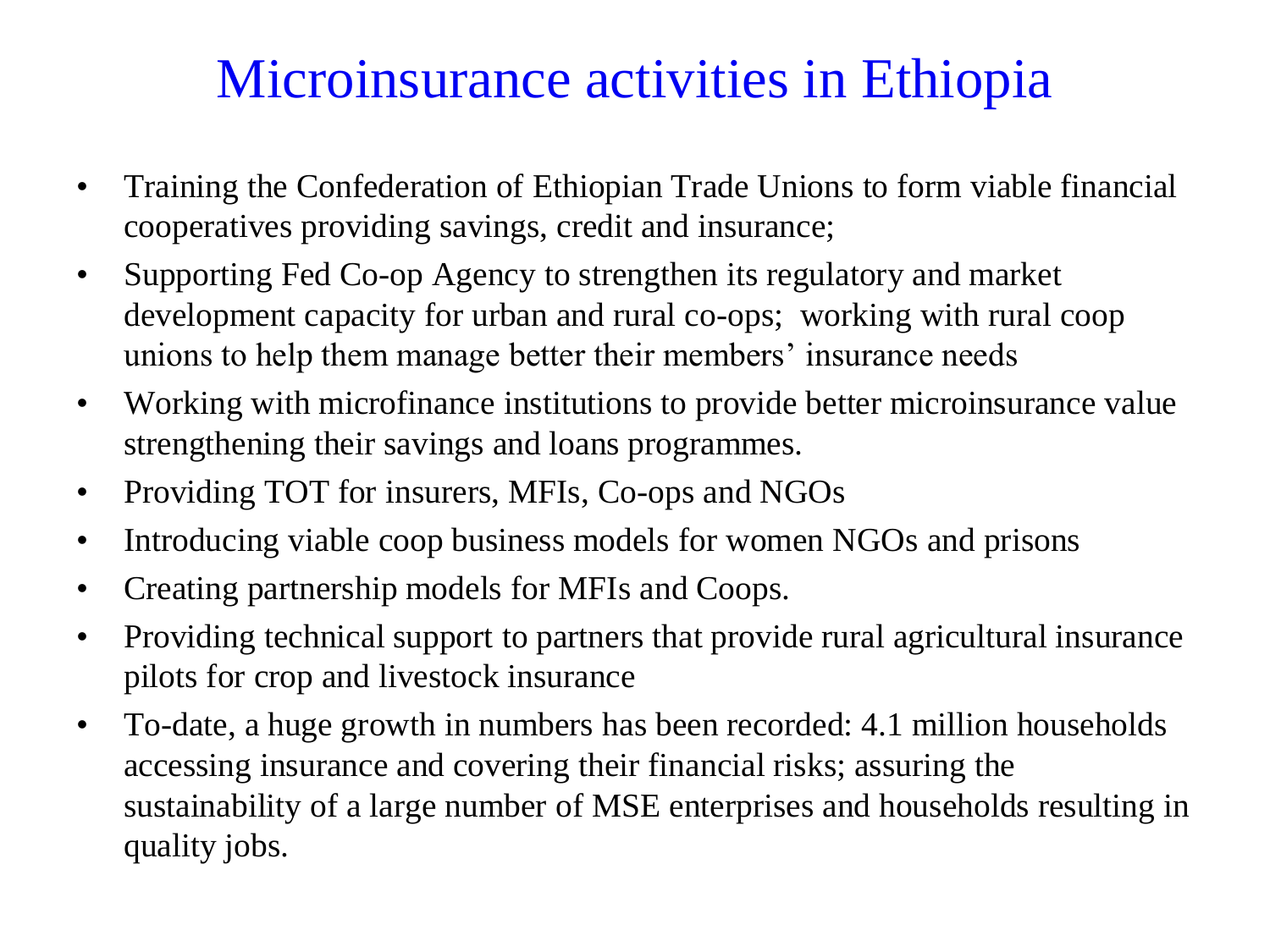# Microinsurance activities in Ethiopia

- Training the Confederation of Ethiopian Trade Unions to form viable financial cooperatives providing savings, credit and insurance;
- Supporting Fed Co-op Agency to strengthen its regulatory and market development capacity for urban and rural co-ops; working with rural coop unions to help them manage better their members' insurance needs
- Working with microfinance institutions to provide better microinsurance value strengthening their savings and loans programmes.
- Providing TOT for insurers, MFIs, Co-ops and NGOs
- Introducing viable coop business models for women NGOs and prisons
- Creating partnership models for MFIs and Coops.
- Providing technical support to partners that provide rural agricultural insurance pilots for crop and livestock insurance
- To-date, a huge growth in numbers has been recorded: 4.1 million households accessing insurance and covering their financial risks; assuring the sustainability of a large number of MSE enterprises and households resulting in quality jobs.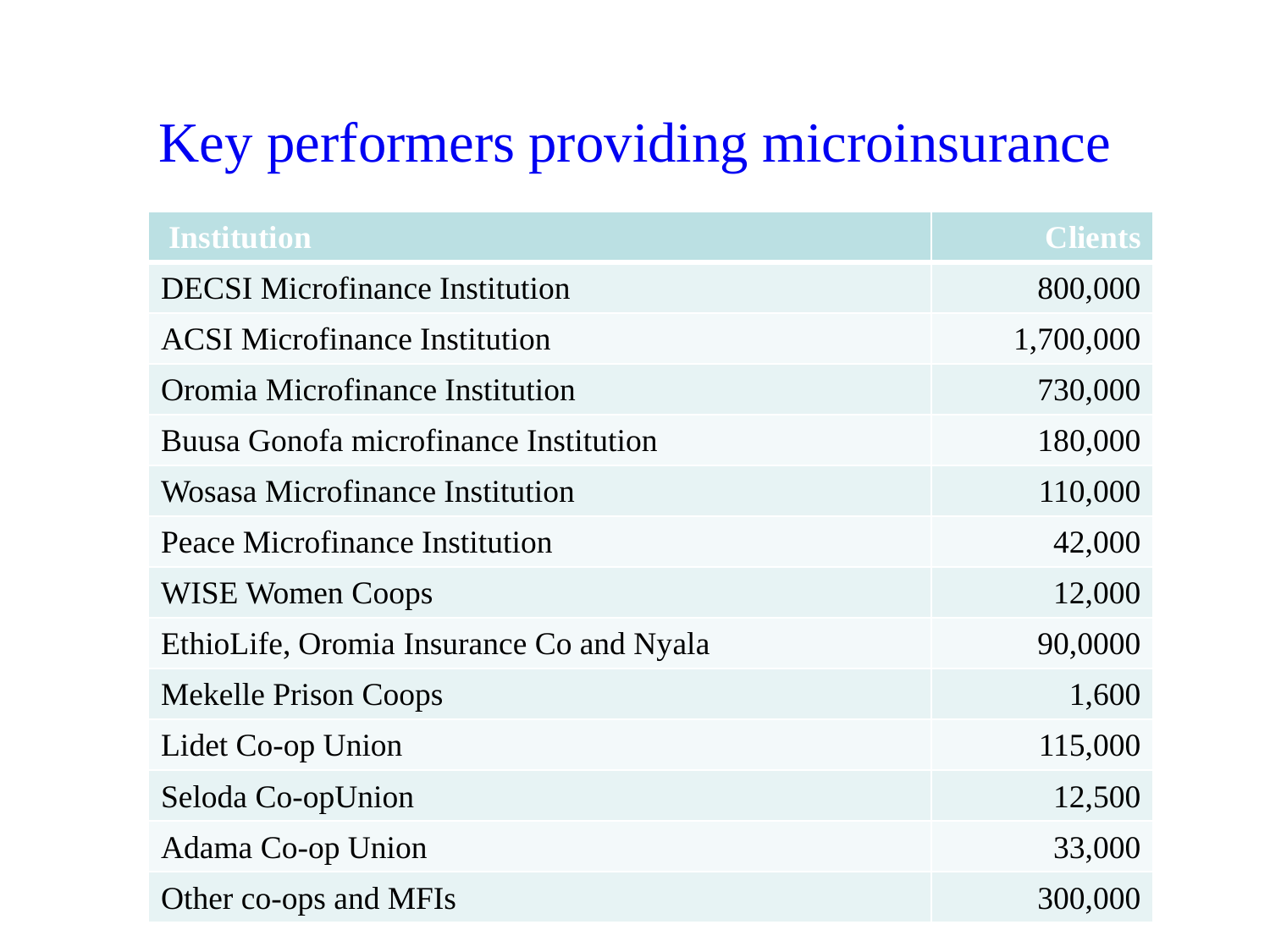# Key performers providing microinsurance

| Institution | Clients |
|---|---:|
| DECSI Microfinance Institution | 800,000 |
| ACSI Microfinance Institution | 1,700,000 |
| Oromia Microfinance Institution | 730,000 |
| Buusa Gonofa microfinance Institution | 180,000 |
| Wosasa Microfinance Institution | 110,000 |
| Peace Microfinance Institution | 42,000 |
| WISE Women Coops | 12,000 |
| EthioLife, Oromia Insurance Co and Nyala | 90,0000 |
| Mekelle Prison Coops | 1,600 |
| Lidet Co-op Union | 115,000 |
| Seloda Co-opUnion | 12,500 |
| Adama Co-op Union | 33,000 |
| Other co-ops and MFIs | 300,000 |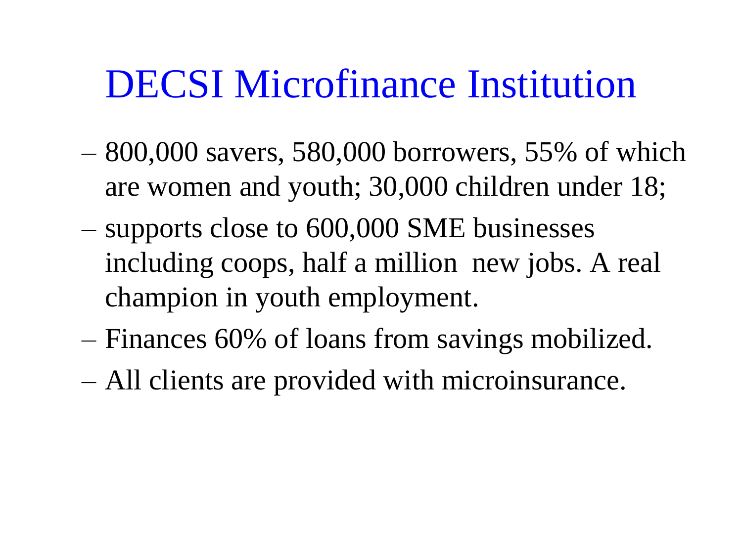# DECSI Microfinance Institution

- 800,000 savers, 580,000 borrowers, 55% of which are women and youth; 30,000 children under 18;
- supports close to 600,000 SME businesses including coops, half a million new jobs. A real champion in youth employment.
- Finances 60% of loans from savings mobilized.
- All clients are provided with microinsurance.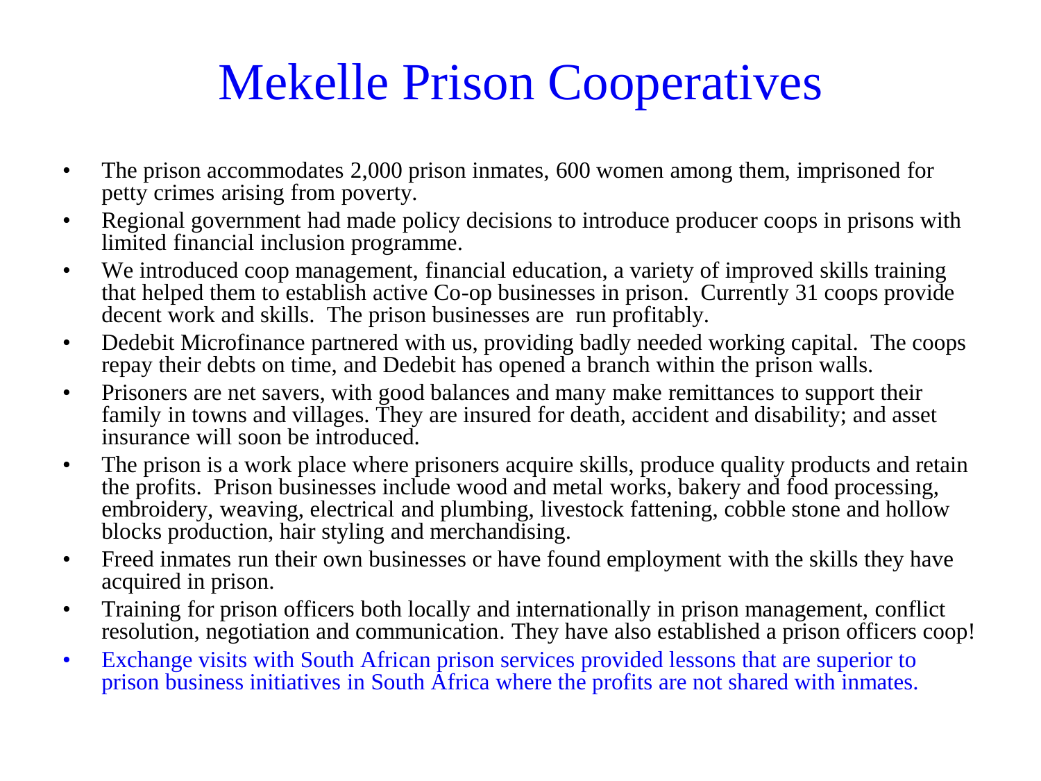# Mekelle Prison Cooperatives

- The prison accommodates 2,000 prison inmates, 600 women among them, imprisoned for petty crimes arising from poverty.
- Regional government had made policy decisions to introduce producer coops in prisons with limited financial inclusion programme.
- We introduced coop management, financial education, a variety of improved skills training that helped them to establish active Co-op businesses in prison. Currently 31 coops provide decent work and skills. The prison businesses are run profitably.
- Dedebit Microfinance partnered with us, providing badly needed working capital. The coops repay their debts on time, and Dedebit has opened a branch within the prison walls.
- Prisoners are net savers, with good balances and many make remittances to support their family in towns and villages. They are insured for death, accident and disability; and asset insurance will soon be introduced.
- The prison is a work place where prisoners acquire skills, produce quality products and retain the profits. Prison businesses include wood and metal works, bakery and food processing, embroidery, weaving, electrical and plumbing, livestock fattening, cobble stone and hollow blocks production, hair styling and merchandising.
- Freed inmates run their own businesses or have found employment with the skills they have acquired in prison.
- Training for prison officers both locally and internationally in prison management, conflict resolution, negotiation and communication. They have also established a prison officers coop!
- Exchange visits with South African prison services provided lessons that are superior to prison business initiatives in South Africa where the profits are not shared with inmates.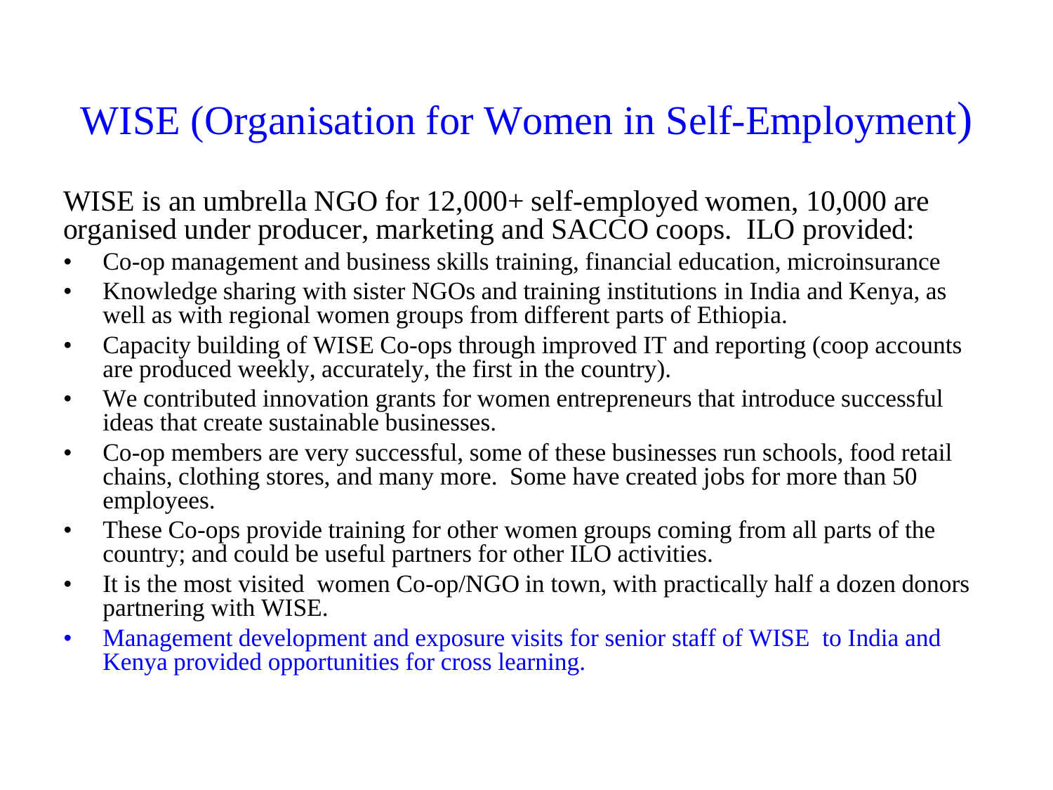# WISE (Organisation for Women in Self-Employment)

WISE is an umbrella NGO for 12,000+ self-employed women, 10,000 are organised under producer, marketing and SACCO coops. ILO provided:

- Co-op management and business skills training, financial education, microinsurance
- Knowledge sharing with sister NGOs and training institutions in India and Kenya, as well as with regional women groups from different parts of Ethiopia.
- Capacity building of WISE Co-ops through improved IT and reporting (coop accounts are produced weekly, accurately, the first in the country).
- We contributed innovation grants for women entrepreneurs that introduce successful ideas that create sustainable businesses.
- Co-op members are very successful, some of these businesses run schools, food retail chains, clothing stores, and many more. Some have created jobs for more than 50 employees.
- These Co-ops provide training for other women groups coming from all parts of the country; and could be useful partners for other ILO activities.
- It is the most visited women Co-op/NGO in town, with practically half a dozen donors partnering with WISE.
- Management development and exposure visits for senior staff of WISE to India and Kenya provided opportunities for cross learning.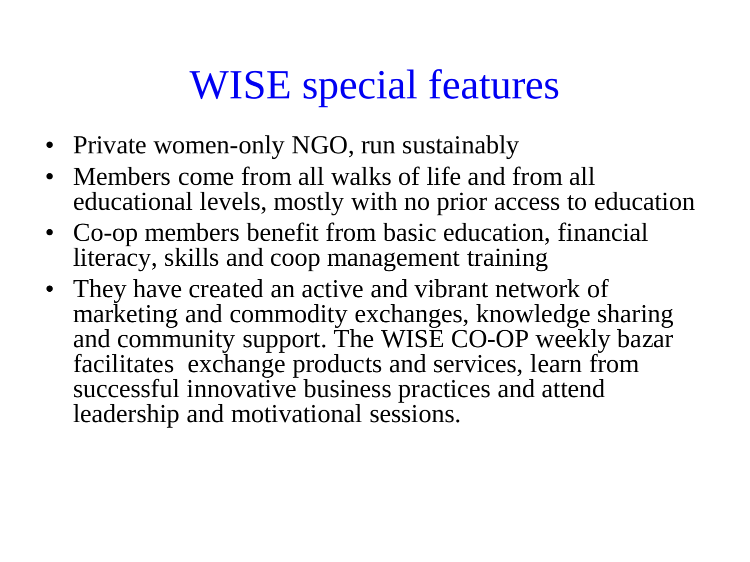# WISE special features

- Private women-only NGO, run sustainably
- Members come from all walks of life and from all educational levels, mostly with no prior access to education
- Co-op members benefit from basic education, financial literacy, skills and coop management training
- They have created an active and vibrant network of marketing and commodity exchanges, knowledge sharing and community support. The WISE CO-OP weekly bazar facilitates exchange products and services, learn from successful innovative business practices and attend leadership and motivational sessions.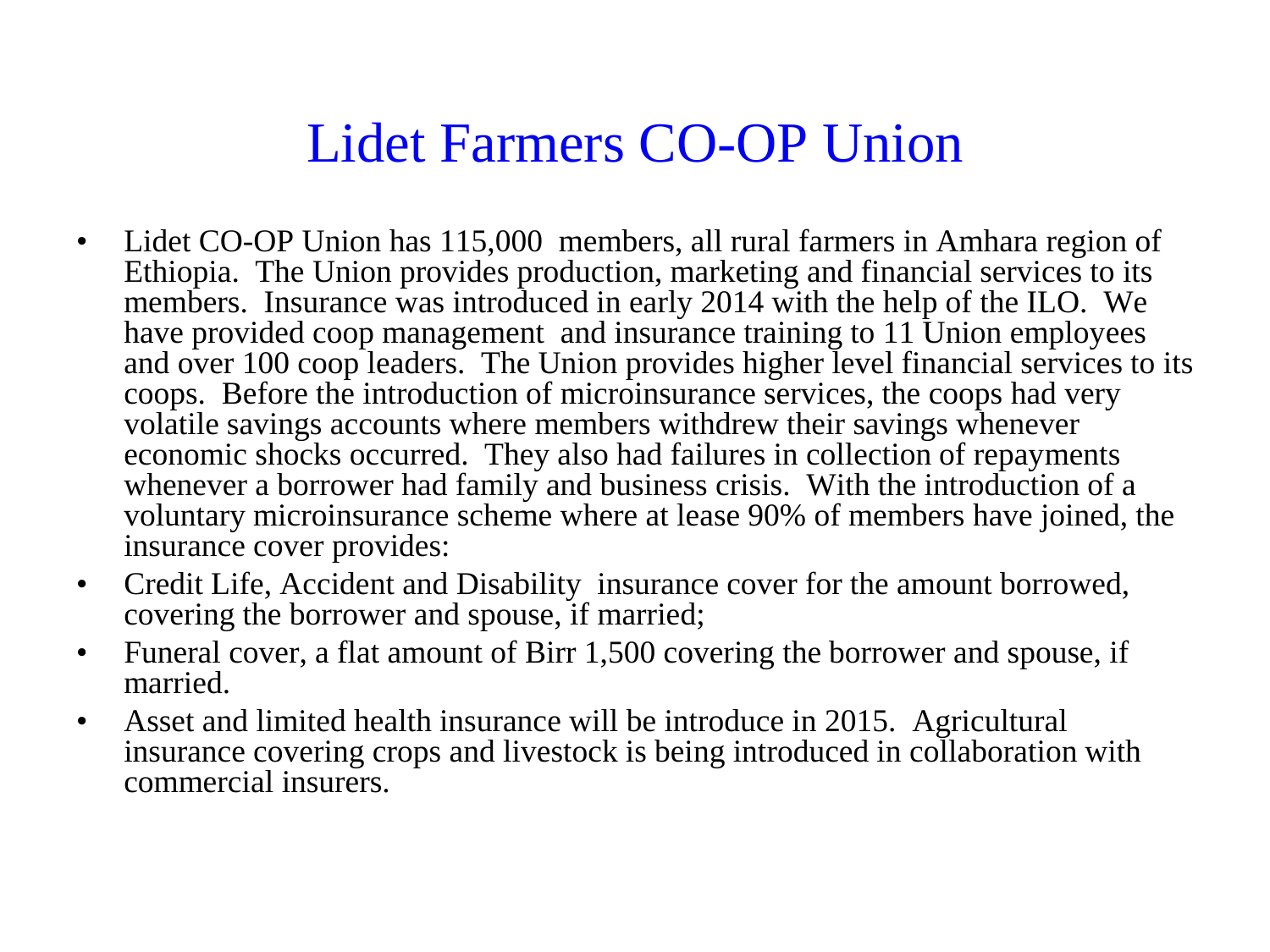# Lidet Farmers CO-OP Union

- Lidet CO-OP Union has 115,000 members, all rural farmers in Amhara region of Ethiopia. The Union provides production, marketing and financial services to its members. Insurance was introduced in early 2014 with the help of the ILO. We have provided coop management and insurance training to 11 Union employees and over 100 coop leaders. The Union provides higher level financial services to its coops. Before the introduction of microinsurance services, the coops had very volatile savings accounts where members withdrew their savings whenever economic shocks occurred. They also had failures in collection of repayments whenever a borrower had family and business crisis. With the introduction of a voluntary microinsurance scheme where at lease 90% of members have joined, the insurance cover provides:
- Credit Life, Accident and Disability insurance cover for the amount borrowed, covering the borrower and spouse, if married;
- Funeral cover, a flat amount of Birr 1,500 covering the borrower and spouse, if married.
- Asset and limited health insurance will be introduce in 2015. Agricultural insurance covering crops and livestock is being introduced in collaboration with commercial insurers.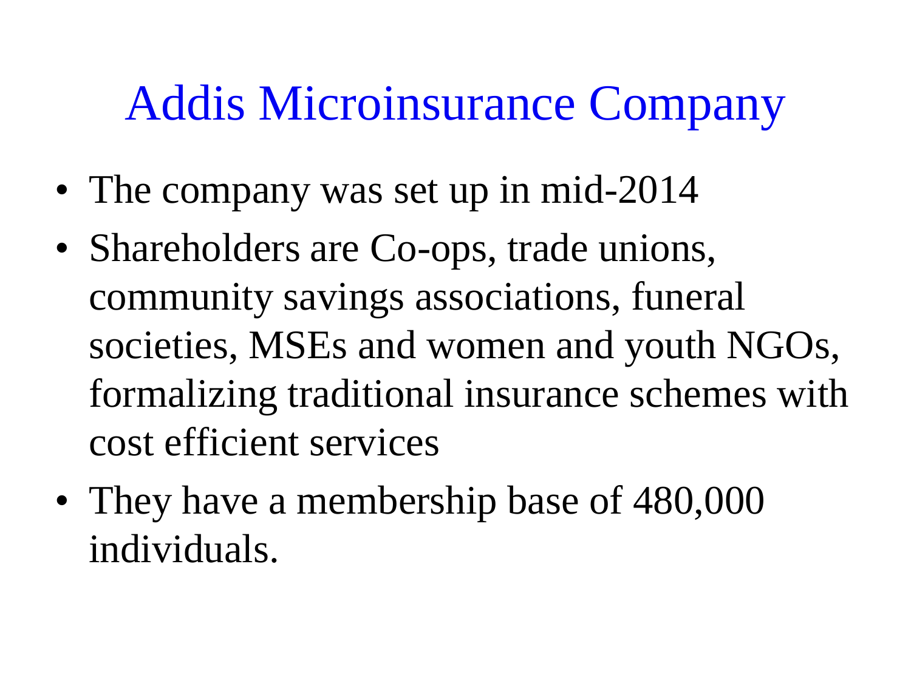# Addis Microinsurance Company

- The company was set up in mid-2014
- Shareholders are Co-ops, trade unions, community savings associations, funeral societies, MSEs and women and youth NGOs, formalizing traditional insurance schemes with cost efficient services
- They have a membership base of 480,000 individuals.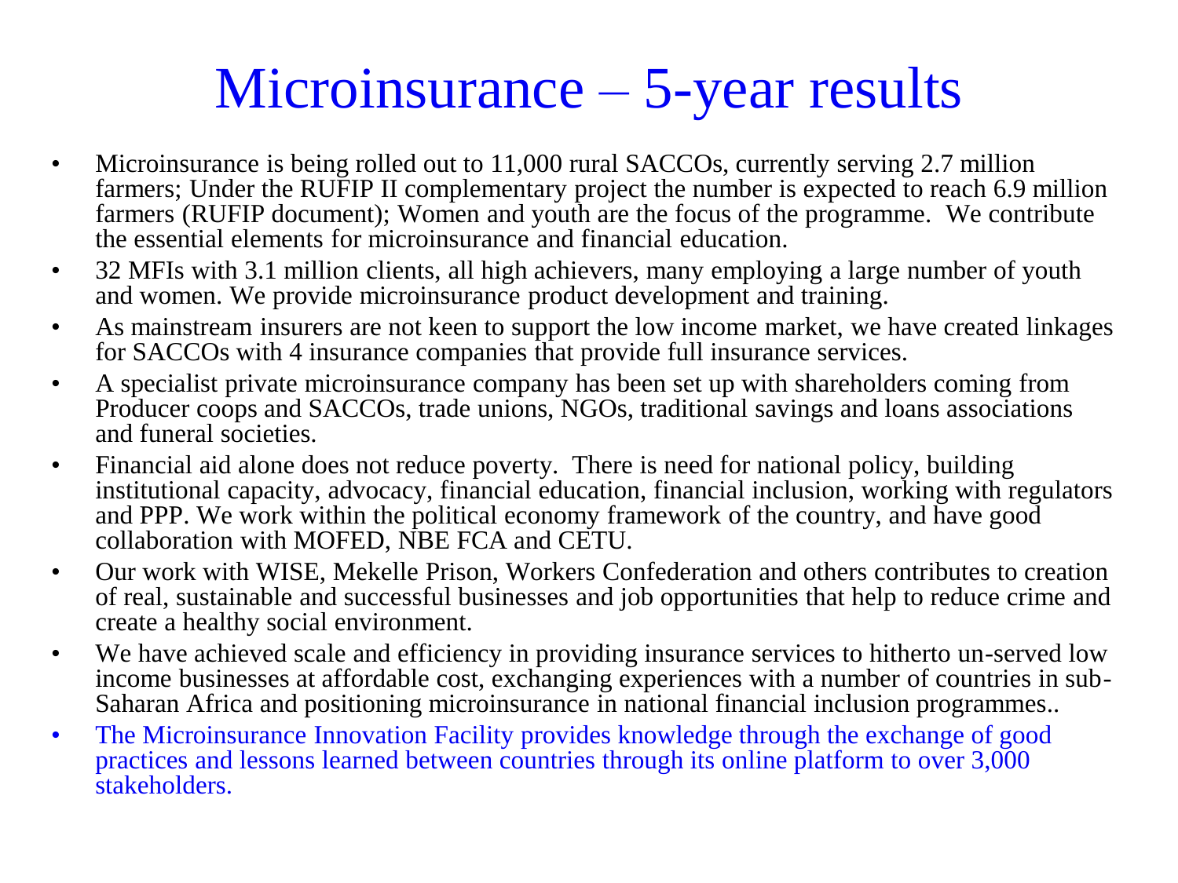# Microinsurance – 5-year results

- Microinsurance is being rolled out to 11,000 rural SACCOs, currently serving 2.7 million farmers; Under the RUFIP II complementary project the number is expected to reach 6.9 million farmers (RUFIP document); Women and youth are the focus of the programme. We contribute the essential elements for microinsurance and financial education.
- 32 MFIs with 3.1 million clients, all high achievers, many employing a large number of youth and women. We provide microinsurance product development and training.
- As mainstream insurers are not keen to support the low income market, we have created linkages for SACCOs with 4 insurance companies that provide full insurance services.
- A specialist private microinsurance company has been set up with shareholders coming from Producer coops and SACCOs, trade unions, NGOs, traditional savings and loans associations and funeral societies.
- Financial aid alone does not reduce poverty. There is need for national policy, building institutional capacity, advocacy, financial education, financial inclusion, working with regulators and PPP. We work within the political economy framework of the country, and have good collaboration with MOFED, NBE FCA and CETU.
- Our work with WISE, Mekelle Prison, Workers Confederation and others contributes to creation of real, sustainable and successful businesses and job opportunities that help to reduce crime and create a healthy social environment.
- We have achieved scale and efficiency in providing insurance services to hitherto un-served low income businesses at affordable cost, exchanging experiences with a number of countries in sub-Saharan Africa and positioning microinsurance in national financial inclusion programmes..
- The Microinsurance Innovation Facility provides knowledge through the exchange of good practices and lessons learned between countries through its online platform to over 3,000 stakeholders.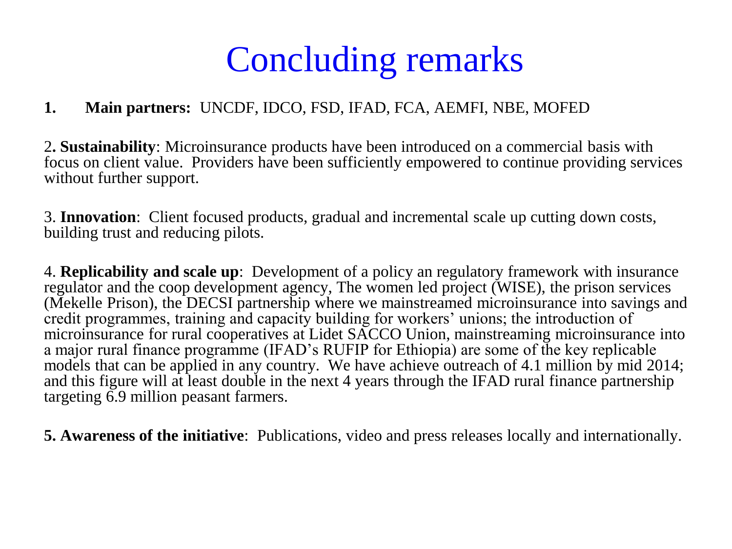# Concluding remarks

**1. Main partners:** UNCDF, IDCO, FSD, IFAD, FCA, AEMFI, NBE, MOFED

2**. Sustainability**: Microinsurance products have been introduced on a commercial basis with focus on client value. Providers have been sufficiently empowered to continue providing services without further support.

3. **Innovation**: Client focused products, gradual and incremental scale up cutting down costs, building trust and reducing pilots.

4. **Replicability and scale up**: Development of a policy an regulatory framework with insurance regulator and the coop development agency, The women led project (WISE), the prison services (Mekelle Prison), the DECSI partnership where we mainstreamed microinsurance into savings and credit programmes, training and capacity building for workers' unions; the introduction of microinsurance for rural cooperatives at Lidet SACCO Union, mainstreaming microinsurance into a major rural finance programme (IFAD's RUFIP for Ethiopia) are some of the key replicable models that can be applied in any country. We have achieve outreach of 4.1 million by mid 2014; and this figure will at least double in the next 4 years through the IFAD rural finance partnership targeting 6.9 million peasant farmers.

**5. Awareness of the initiative**: Publications, video and press releases locally and internationally.